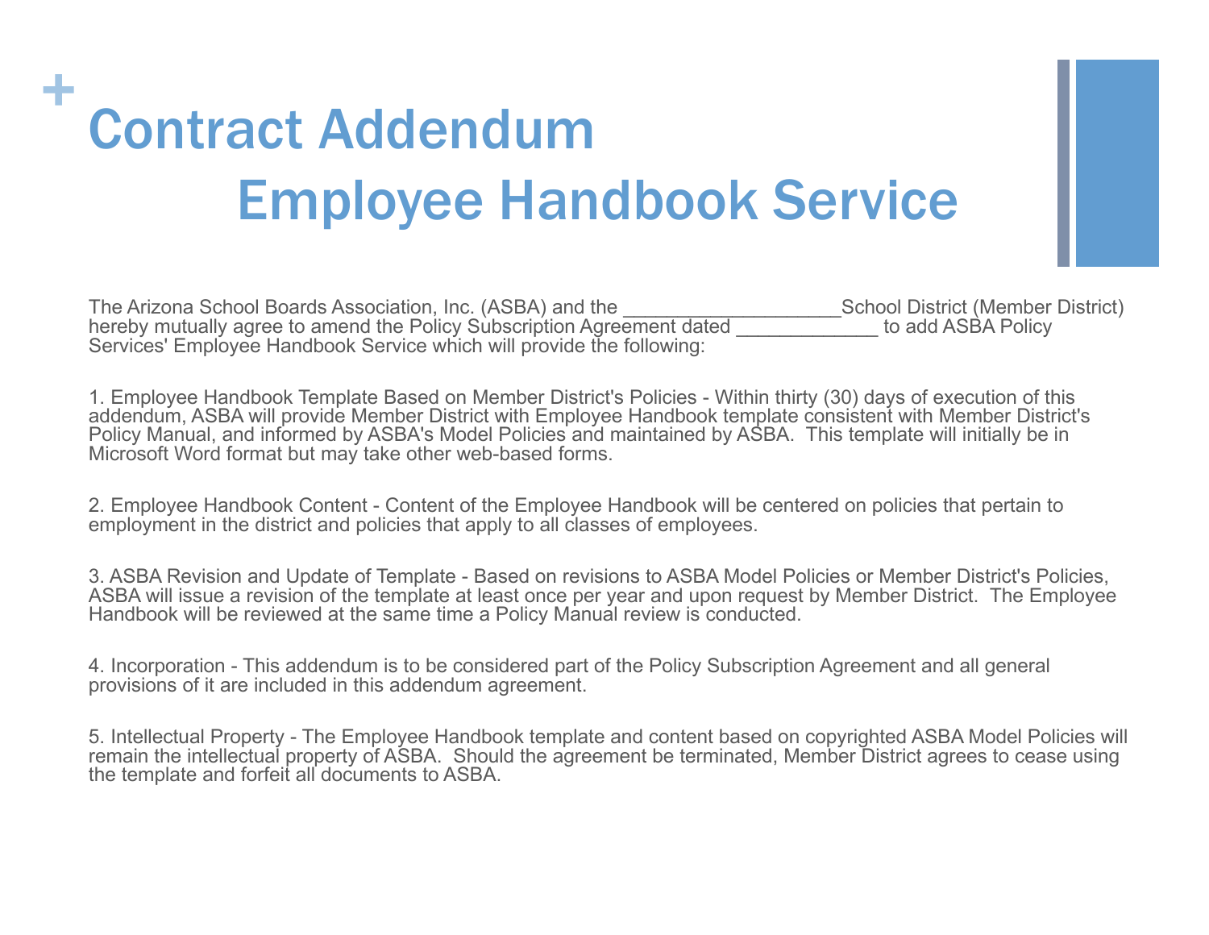# Contract Addendum

## Employee Handbook Service

The Arizona School Boards Association, Inc. (ASBA) and the ___________________School District (Member District) hereby mutually agree to amend the Policy Subscription Agreement dated _____________ to add ASBA Policy Services' Employee Handbook Service which will provide the following:

1. Employee Handbook Template Based on Member District's Policies - Within thirty (30) days of execution of this addendum, ASBA will provide Member District with Employee Handbook template consistent with Member District's Policy Manual, and informed by ASBA's Model Policies and maintained by ASBA. This template will initially be in Microsoft Word format but may take other web-based forms.

2. Employee Handbook Content - Content of the Employee Handbook will be centered on policies that pertain to employment in the district and policies that apply to all classes of employees.

3. ASBA Revision and Update of Template - Based on revisions to ASBA Model Policies or Member District's Policies, ASBA will issue a revision of the template at least once per year and upon request by Member District. The Employee Handbook will be reviewed at the same time a Policy Manual review is conducted.

4. Incorporation - This addendum is to be considered part of the Policy Subscription Agreement and all general provisions of it are included in this addendum agreement.

5. Intellectual Property - The Employee Handbook template and content based on copyrighted ASBA Model Policies will remain the intellectual property of ASBA. Should the agreement be terminated, Member District agrees to cease using the template and forfeit all documents to ASBA.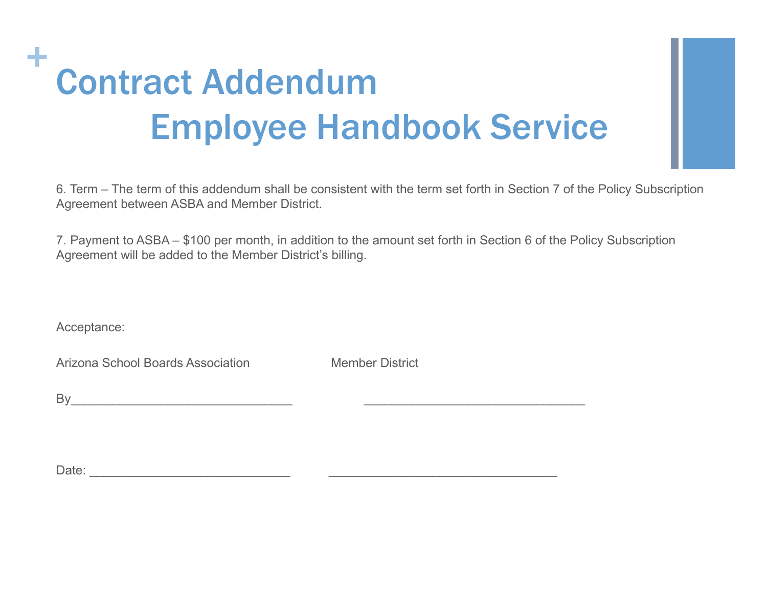# Contract Addendum

## Employee Handbook Service

6. Term – The term of this addendum shall be consistent with the term set forth in Section 7 of the Policy Subscription Agreement between ASBA and Member District.

7. Payment to ASBA – $100 per month, in addition to the amount set forth in Section 6 of the Policy Subscription Agreement will be added to the Member District's billing.

Acceptance:

Arizona School Boards Association                Member District

By_______________________________                _______________________________

Date: ____________________________                _______________________________